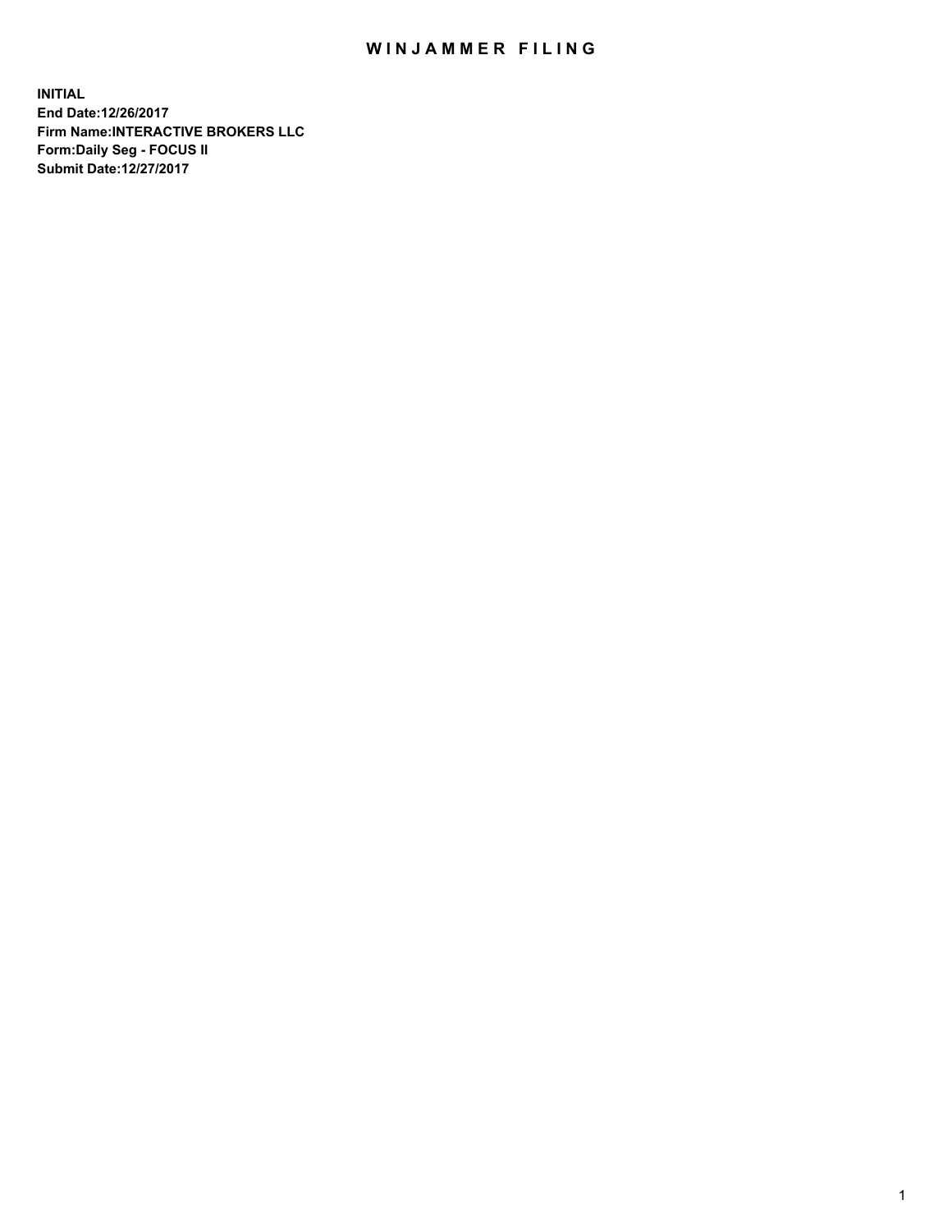# WINJAMMER FILING

**INITIAL**
**End Date:12/26/2017**
**Firm Name:INTERACTIVE BROKERS LLC**
**Form:Daily Seg - FOCUS II**
**Submit Date:12/27/2017**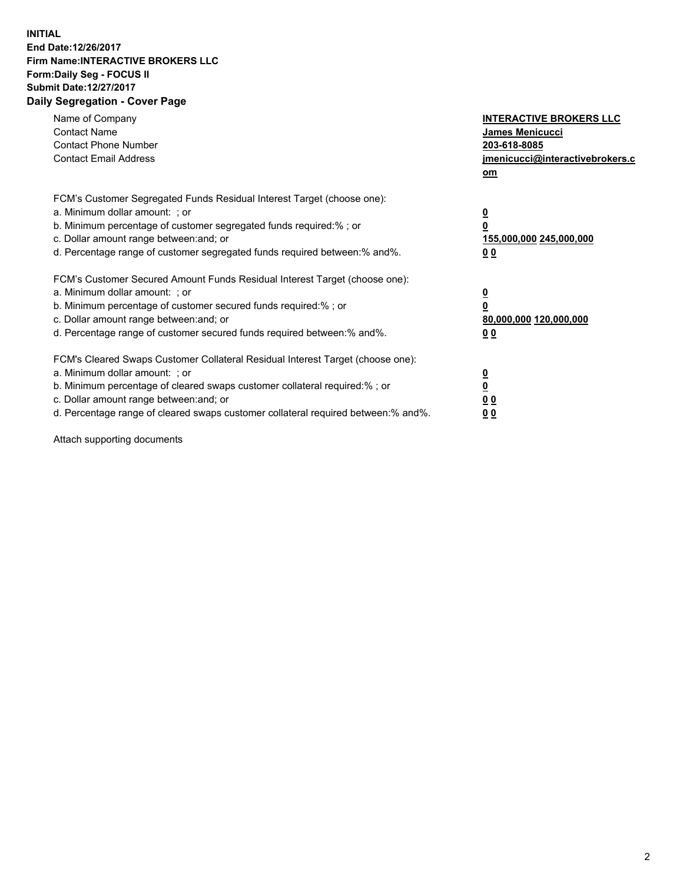**INITIAL**
**End Date:12/26/2017**
**Firm Name:INTERACTIVE BROKERS LLC**
**Form:Daily Seg - FOCUS II**
**Submit Date:12/27/2017**
**Daily Segregation - Cover Page**

| | |
|---|---|
| Name of Company | **INTERACTIVE BROKERS LLC** |
| Contact Name | **James Menicucci** |
| Contact Phone Number | **203-618-8085** |
| Contact Email Address | **jmenicucci@interactivebrokers.com** |

FCM's Customer Segregated Funds Residual Interest Target (choose one):

| | |
|---|---|
| a. Minimum dollar amount: ; or | **0** |
| b. Minimum percentage of customer segregated funds required:% ; or | **0** |
| c. Dollar amount range between:and; or | **155,000,000 245,000,000** |
| d. Percentage range of customer segregated funds required between:% and%. | **0 0** |

FCM's Customer Secured Amount Funds Residual Interest Target (choose one):

| | |
|---|---|
| a. Minimum dollar amount: ; or | **0** |
| b. Minimum percentage of customer secured funds required:% ; or | **0** |
| c. Dollar amount range between:and; or | **80,000,000 120,000,000** |
| d. Percentage range of customer secured funds required between:% and%. | **0 0** |

FCM's Cleared Swaps Customer Collateral Residual Interest Target (choose one):

| | |
|---|---|
| a. Minimum dollar amount: ; or | **0** |
| b. Minimum percentage of cleared swaps customer collateral required:% ; or | **0** |
| c. Dollar amount range between:and; or | **0 0** |
| d. Percentage range of cleared swaps customer collateral required between:% and%. | **0 0** |

Attach supporting documents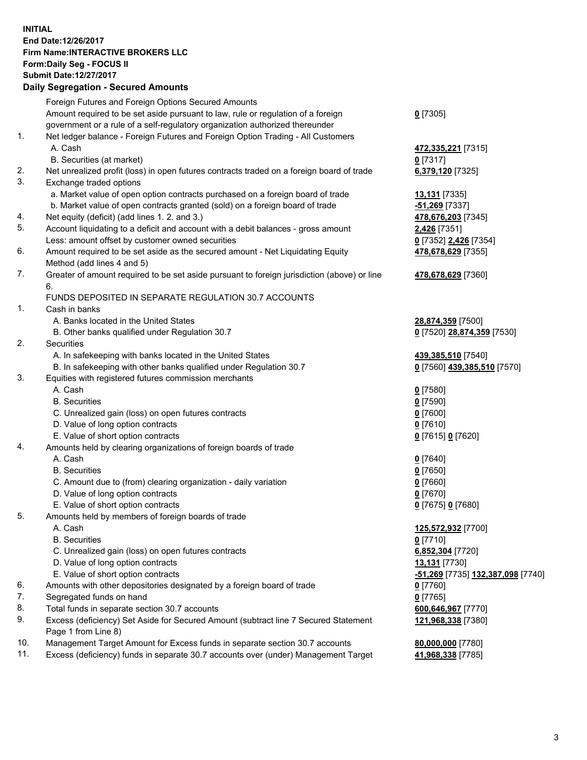**INITIAL**
**End Date:12/26/2017**
**Firm Name:INTERACTIVE BROKERS LLC**
**Form:Daily Seg - FOCUS II**
**Submit Date:12/27/2017**
**Daily Segregation - Secured Amounts**

| | | |
|---|---|---|
| | Foreign Futures and Foreign Options Secured Amounts | |
| | Amount required to be set aside pursuant to law, rule or regulation of a foreign government or a rule of a self-regulatory organization authorized thereunder | **0** [7305] |
| 1. | Net ledger balance - Foreign Futures and Foreign Option Trading - All Customers | |
| | A. Cash | **472,335,221** [7315] |
| | B. Securities (at market) | **0** [7317] |
| 2. | Net unrealized profit (loss) in open futures contracts traded on a foreign board of trade | **6,379,120** [7325] |
| 3. | Exchange traded options | |
| | a. Market value of open option contracts purchased on a foreign board of trade | **13,131** [7335] |
| | b. Market value of open contracts granted (sold) on a foreign board of trade | **-51,269** [7337] |
| 4. | Net equity (deficit) (add lines 1. 2. and 3.) | **478,676,203** [7345] |
| 5. | Account liquidating to a deficit and account with a debit balances - gross amount | **2,426** [7351] |
| | Less: amount offset by customer owned securities | **0** [7352] **2,426** [7354] |
| 6. | Amount required to be set aside as the secured amount - Net Liquidating Equity Method (add lines 4 and 5) | **478,678,629** [7355] |
| 7. | Greater of amount required to be set aside pursuant to foreign jurisdiction (above) or line 6. | **478,678,629** [7360] |
| | FUNDS DEPOSITED IN SEPARATE REGULATION 30.7 ACCOUNTS | |
| 1. | Cash in banks | |
| | A. Banks located in the United States | **28,874,359** [7500] |
| | B. Other banks qualified under Regulation 30.7 | **0** [7520] **28,874,359** [7530] |
| 2. | Securities | |
| | A. In safekeeping with banks located in the United States | **439,385,510** [7540] |
| | B. In safekeeping with other banks qualified under Regulation 30.7 | **0** [7560] **439,385,510** [7570] |
| 3. | Equities with registered futures commission merchants | |
| | A. Cash | **0** [7580] |
| | B. Securities | **0** [7590] |
| | C. Unrealized gain (loss) on open futures contracts | **0** [7600] |
| | D. Value of long option contracts | **0** [7610] |
| | E. Value of short option contracts | **0** [7615] **0** [7620] |
| 4. | Amounts held by clearing organizations of foreign boards of trade | |
| | A. Cash | **0** [7640] |
| | B. Securities | **0** [7650] |
| | C. Amount due to (from) clearing organization - daily variation | **0** [7660] |
| | D. Value of long option contracts | **0** [7670] |
| | E. Value of short option contracts | **0** [7675] **0** [7680] |
| 5. | Amounts held by members of foreign boards of trade | |
| | A. Cash | **125,572,932** [7700] |
| | B. Securities | **0** [7710] |
| | C. Unrealized gain (loss) on open futures contracts | **6,852,304** [7720] |
| | D. Value of long option contracts | **13,131** [7730] |
| | E. Value of short option contracts | **-51,269** [7735] **132,387,098** [7740] |
| 6. | Amounts with other depositories designated by a foreign board of trade | **0** [7760] |
| 7. | Segregated funds on hand | **0** [7765] |
| 8. | Total funds in separate section 30.7 accounts | **600,646,967** [7770] |
| 9. | Excess (deficiency) Set Aside for Secured Amount (subtract line 7 Secured Statement Page 1 from Line 8) | **121,968,338** [7380] |
| 10. | Management Target Amount for Excess funds in separate section 30.7 accounts | **80,000,000** [7780] |
| 11. | Excess (deficiency) funds in separate 30.7 accounts over (under) Management Target | **41,968,338** [7785] |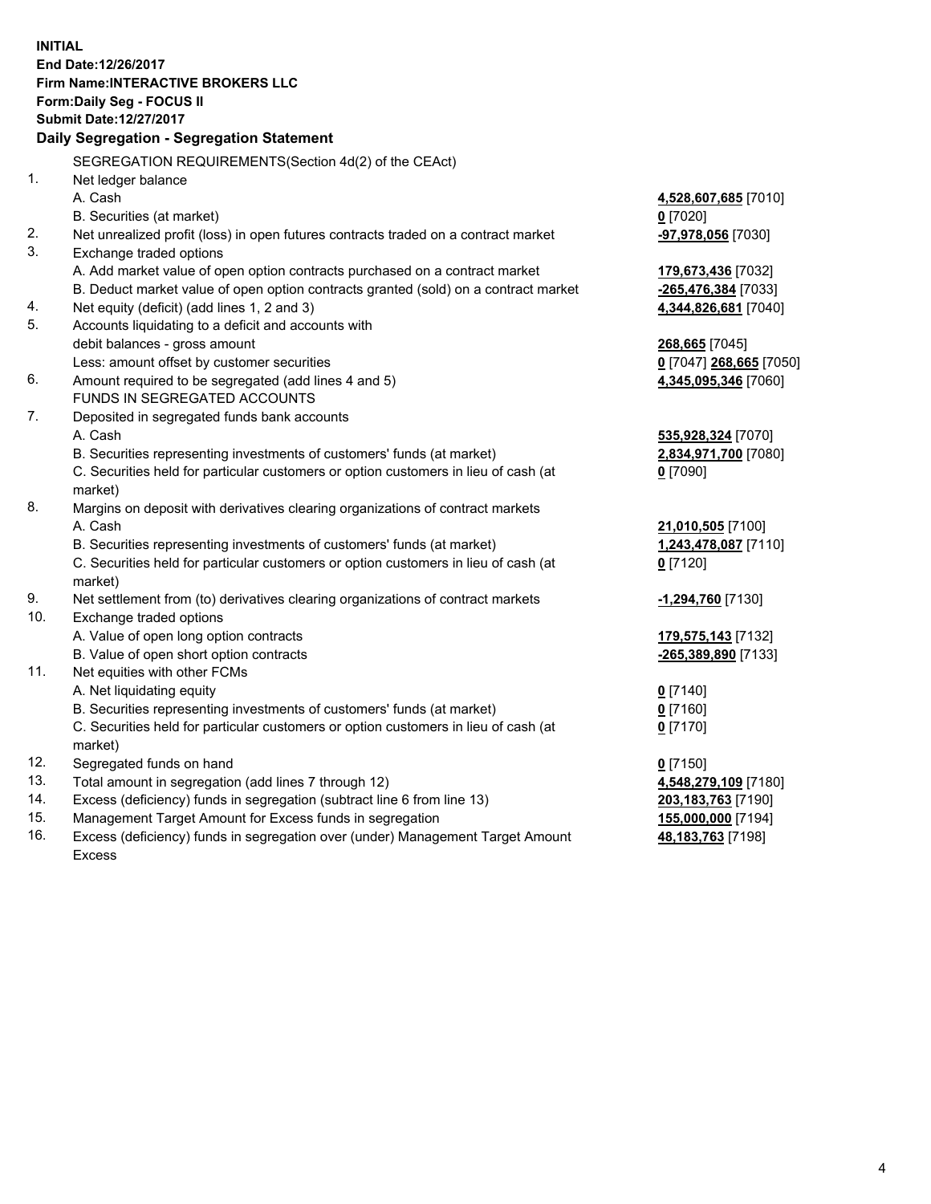**INITIAL**
**End Date:12/26/2017**
**Firm Name:INTERACTIVE BROKERS LLC**
**Form:Daily Seg - FOCUS II**
**Submit Date:12/27/2017**

**Daily Segregation - Segregation Statement**

| | SEGREGATION REQUIREMENTS(Section 4d(2) of the CEAct) | |
|---|---|---|
| 1. | Net ledger balance | |
| | A. Cash | **4,528,607,685** [7010] |
| | B. Securities (at market) | **0** [7020] |
| 2. | Net unrealized profit (loss) in open futures contracts traded on a contract market | **-97,978,056** [7030] |
| 3. | Exchange traded options | |
| | A. Add market value of open option contracts purchased on a contract market | **179,673,436** [7032] |
| | B. Deduct market value of open option contracts granted (sold) on a contract market | **-265,476,384** [7033] |
| 4. | Net equity (deficit) (add lines 1, 2 and 3) | **4,344,826,681** [7040] |
| 5. | Accounts liquidating to a deficit and accounts with debit balances - gross amount | **268,665** [7045] |
| | Less: amount offset by customer securities | **0** [7047] **268,665** [7050] |
| 6. | Amount required to be segregated (add lines 4 and 5) | **4,345,095,346** [7060] |
| | FUNDS IN SEGREGATED ACCOUNTS | |
| 7. | Deposited in segregated funds bank accounts | |
| | A. Cash | **535,928,324** [7070] |
| | B. Securities representing investments of customers' funds (at market) | **2,834,971,700** [7080] |
| | C. Securities held for particular customers or option customers in lieu of cash (at market) | **0** [7090] |
| 8. | Margins on deposit with derivatives clearing organizations of contract markets | |
| | A. Cash | **21,010,505** [7100] |
| | B. Securities representing investments of customers' funds (at market) | **1,243,478,087** [7110] |
| | C. Securities held for particular customers or option customers in lieu of cash (at market) | **0** [7120] |
| 9. | Net settlement from (to) derivatives clearing organizations of contract markets | **-1,294,760** [7130] |
| 10. | Exchange traded options | |
| | A. Value of open long option contracts | **179,575,143** [7132] |
| | B. Value of open short option contracts | **-265,389,890** [7133] |
| 11. | Net equities with other FCMs | |
| | A. Net liquidating equity | **0** [7140] |
| | B. Securities representing investments of customers' funds (at market) | **0** [7160] |
| | C. Securities held for particular customers or option customers in lieu of cash (at market) | **0** [7170] |
| 12. | Segregated funds on hand | **0** [7150] |
| 13. | Total amount in segregation (add lines 7 through 12) | **4,548,279,109** [7180] |
| 14. | Excess (deficiency) funds in segregation (subtract line 6 from line 13) | **203,183,763** [7190] |
| 15. | Management Target Amount for Excess funds in segregation | **155,000,000** [7194] |
| 16. | Excess (deficiency) funds in segregation over (under) Management Target Amount Excess | **48,183,763** [7198] |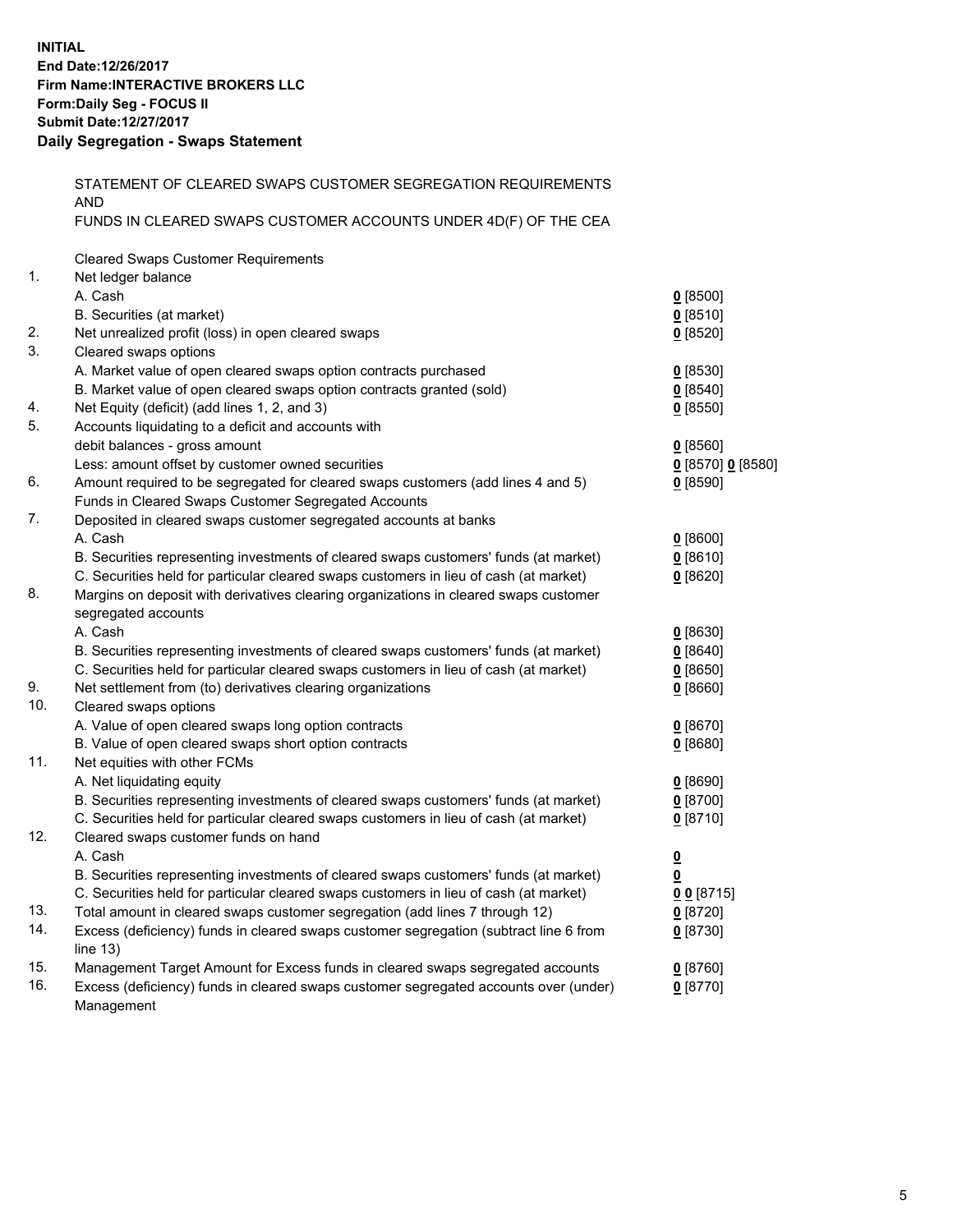**INITIAL**
**End Date:12/26/2017**
**Firm Name:INTERACTIVE BROKERS LLC**
**Form:Daily Seg - FOCUS II**
**Submit Date:12/27/2017**
**Daily Segregation - Swaps Statement**

STATEMENT OF CLEARED SWAPS CUSTOMER SEGREGATION REQUIREMENTS AND FUNDS IN CLEARED SWAPS CUSTOMER ACCOUNTS UNDER 4D(F) OF THE CEA

| | | |
|---|---|---|
| | Cleared Swaps Customer Requirements | |
| 1. | Net ledger balance | |
| | A. Cash | 0 [8500] |
| | B. Securities (at market) | 0 [8510] |
| 2. | Net unrealized profit (loss) in open cleared swaps | 0 [8520] |
| 3. | Cleared swaps options | |
| | A. Market value of open cleared swaps option contracts purchased | 0 [8530] |
| | B. Market value of open cleared swaps option contracts granted (sold) | 0 [8540] |
| 4. | Net Equity (deficit) (add lines 1, 2, and 3) | 0 [8550] |
| 5. | Accounts liquidating to a deficit and accounts with | |
| | debit balances - gross amount | 0 [8560] |
| | Less: amount offset by customer owned securities | 0 [8570] 0 [8580] |
| 6. | Amount required to be segregated for cleared swaps customers (add lines 4 and 5) | 0 [8590] |
| | Funds in Cleared Swaps Customer Segregated Accounts | |
| 7. | Deposited in cleared swaps customer segregated accounts at banks | |
| | A. Cash | 0 [8600] |
| | B. Securities representing investments of cleared swaps customers' funds (at market) | 0 [8610] |
| | C. Securities held for particular cleared swaps customers in lieu of cash (at market) | 0 [8620] |
| 8. | Margins on deposit with derivatives clearing organizations in cleared swaps customer segregated accounts | |
| | A. Cash | 0 [8630] |
| | B. Securities representing investments of cleared swaps customers' funds (at market) | 0 [8640] |
| | C. Securities held for particular cleared swaps customers in lieu of cash (at market) | 0 [8650] |
| 9. | Net settlement from (to) derivatives clearing organizations | 0 [8660] |
| 10. | Cleared swaps options | |
| | A. Value of open cleared swaps long option contracts | 0 [8670] |
| | B. Value of open cleared swaps short option contracts | 0 [8680] |
| 11. | Net equities with other FCMs | |
| | A. Net liquidating equity | 0 [8690] |
| | B. Securities representing investments of cleared swaps customers' funds (at market) | 0 [8700] |
| | C. Securities held for particular cleared swaps customers in lieu of cash (at market) | 0 [8710] |
| 12. | Cleared swaps customer funds on hand | |
| | A. Cash | 0 |
| | B. Securities representing investments of cleared swaps customers' funds (at market) | 0 |
| | C. Securities held for particular cleared swaps customers in lieu of cash (at market) | 0 0 [8715] |
| 13. | Total amount in cleared swaps customer segregation (add lines 7 through 12) | 0 [8720] |
| 14. | Excess (deficiency) funds in cleared swaps customer segregation (subtract line 6 from line 13) | 0 [8730] |
| 15. | Management Target Amount for Excess funds in cleared swaps segregated accounts | 0 [8760] |
| 16. | Excess (deficiency) funds in cleared swaps customer segregated accounts over (under) Management | 0 [8770] |